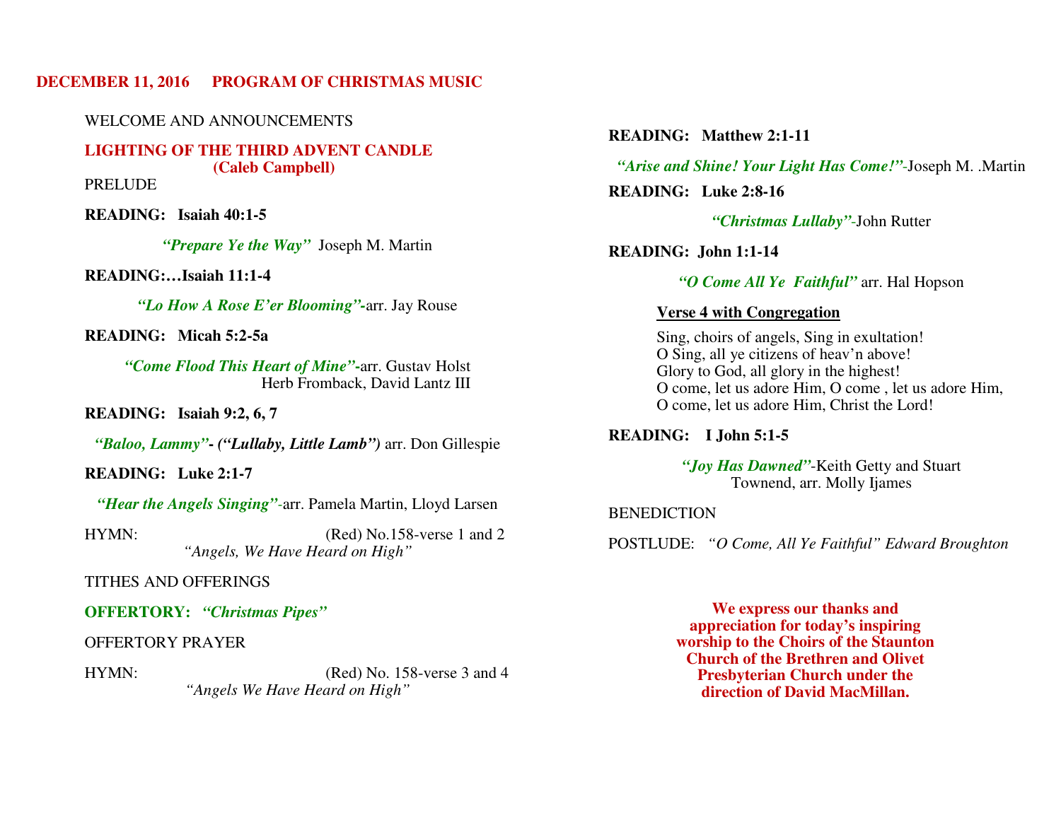**DECEMBER 11, 2016 PROGRAM OF CHRISTMAS MUSIC**

WELCOME AND ANNOUNCEMENTS

**LIGHTING OF THE THIRD ADVENT CANDLE**
**(Caleb Campbell)**

PRELUDE

**READING: Isaiah 40:1-5**

***"Prepare Ye the Way"*** Joseph M. Martin

**READING:…Isaiah 11:1-4**

***"Lo How A Rose E'er Blooming"*-**arr. Jay Rouse

**READING: Micah 5:2-5a**

***"Come Flood This Heart of Mine"*-**arr. Gustav Holst
Herb Fromback, David Lantz III

**READING: Isaiah 9:2, 6, 7**

***"Baloo, Lammy"- ("Lullaby, Little Lamb")*** arr. Don Gillespie

**READING: Luke 2:1-7**

***"Hear the Angels Singing"*-**arr. Pamela Martin, Lloyd Larsen

HYMN: (Red) No.158-verse 1 and 2
*"Angels, We Have Heard on High"*

TITHES AND OFFERINGS

**OFFERTORY: *"Christmas Pipes"***

OFFERTORY PRAYER

HYMN: (Red) No. 158-verse 3 and 4
*"Angels We Have Heard on High"*

**READING: Matthew 2:1-11**

***"Arise and Shine! Your Light Has Come!"*-**Joseph M. .Martin

**READING: Luke 2:8-16**

***"Christmas Lullaby"*-**John Rutter

**READING: John 1:1-14**

***"O Come All Ye Faithful"*** arr. Hal Hopson

**Verse 4 with Congregation**

Sing, choirs of angels, Sing in exultation!
O Sing, all ye citizens of heav'n above!
Glory to God, all glory in the highest!
O come, let us adore Him, O come , let us adore Him,
O come, let us adore Him, Christ the Lord!

**READING: I John 5:1-5**

***"Joy Has Dawned"*-**Keith Getty and Stuart Townend, arr. Molly Ijames

BENEDICTION

POSTLUDE: *"O Come, All Ye Faithful" Edward Broughton*

**We express our thanks and appreciation for today's inspiring worship to the Choirs of the Staunton Church of the Brethren and Olivet Presbyterian Church under the direction of David MacMillan.**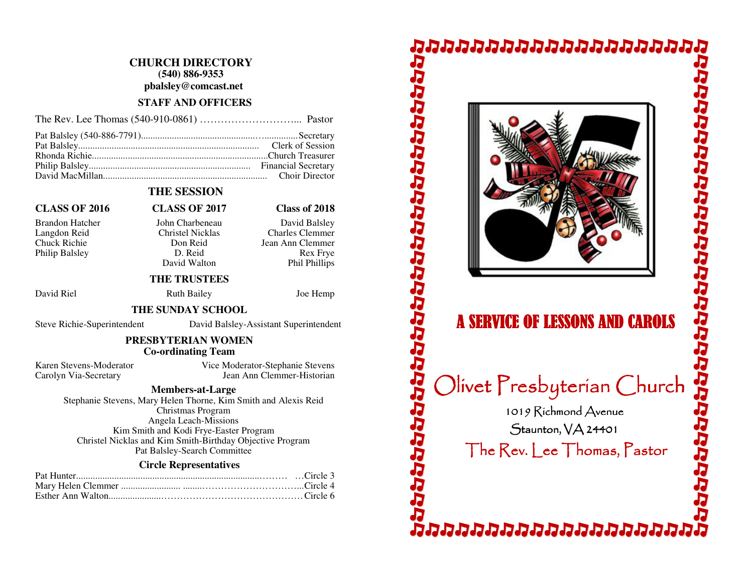## CHURCH DIRECTORY

**(540) 886-9353**

**pbalsley@comcast.net**

### STAFF AND OFFICERS

The Rev. Lee Thomas (540-910-0861) ……………………….... Pastor

Pat Balsley (540-886-7791)……………………………………Secretary
Pat Balsley……………………………………………………Clerk of Session
Rhonda Richie…………………………………………………Church Treasurer
Philip Balsley…………………………………………………Financial Secretary
David MacMillan………………………………………………Choir Director

### THE SESSION

| CLASS OF 2016 | CLASS OF 2017 | Class of 2018 |
|---|---|---|
| Brandon Hatcher | John Charbeneau | David Balsley |
| Langdon Reid | Christel Nicklas | Charles Clemmer |
| Chuck Richie | Don Reid | Jean Ann Clemmer |
| Philip Balsley | D. Reid | Rex Frye |
| | David Walton | Phil Phillips |

### THE TRUSTEES

David Riel — Ruth Bailey — Joe Hemp

### THE SUNDAY SCHOOL

Steve Richie-Superintendent — David Balsley-Assistant Superintendent

### PRESBYTERIAN WOMEN
**Co-ordinating Team**

Karen Stevens-Moderator — Vice Moderator-Stephanie Stevens
Carolyn Via-Secretary — Jean Ann Clemmer-Historian

**Members-at-Large**

Stephanie Stevens, Mary Helen Thorne, Kim Smith and Alexis Reid
Christmas Program
Angela Leach-Missions
Kim Smith and Kodi Frye-Easter Program
Christel Nicklas and Kim Smith-Birthday Objective Program
Pat Balsley-Search Committee

**Circle Representatives**

Pat Hunter……………………………………………Circle 3
Mary Helen Clemmer ……………………………………Circle 4
Esther Ann Walton………………………………………Circle 6

# A SERVICE OF LESSONS AND CAROLS

## Olivet Presbyterian Church

1019 Richmond Avenue

Staunton, VA 24401

The Rev. Lee Thomas, Pastor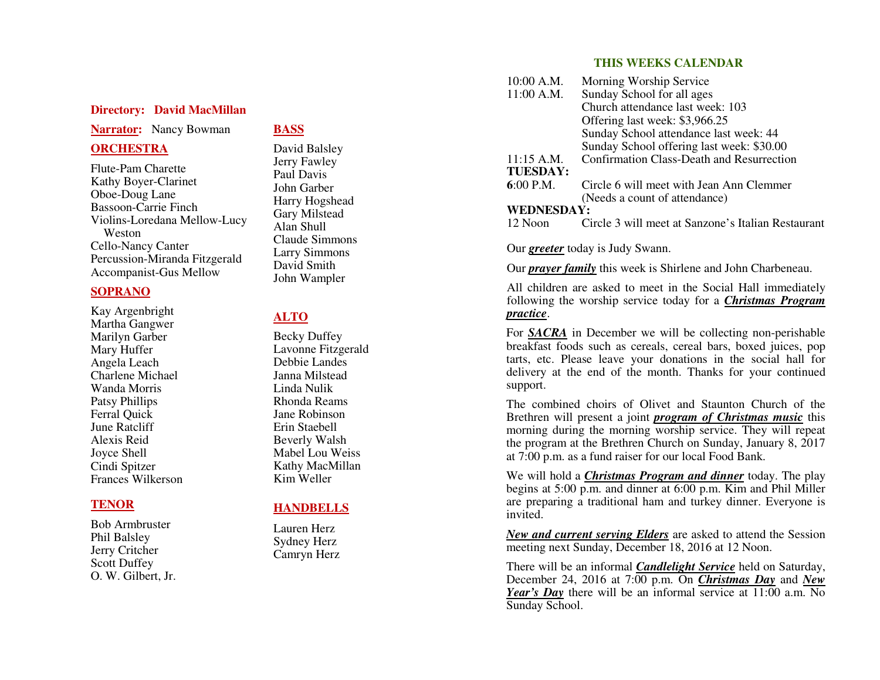**Directory: David MacMillan**

**Narrator:** Nancy Bowman

## ORCHESTRA

Flute-Pam Charette
Kathy Boyer-Clarinet
Oboe-Doug Lane
Bassoon-Carrie Finch
Violins-Loredana Mellow-Lucy Weston
Cello-Nancy Canter
Percussion-Miranda Fitzgerald
Accompanist-Gus Mellow

## SOPRANO

Kay Argenbright
Martha Gangwer
Marilyn Garber
Mary Huffer
Angela Leach
Charlene Michael
Wanda Morris
Patsy Phillips
Ferral Quick
June Ratcliff
Alexis Reid
Joyce Shell
Cindi Spitzer
Frances Wilkerson

## TENOR

Bob Armbruster
Phil Balsley
Jerry Critcher
Scott Duffey
O. W. Gilbert, Jr.

## BASS

David Balsley
Jerry Fawley
Paul Davis
John Garber
Harry Hogshead
Gary Milstead
Alan Shull
Claude Simmons
Larry Simmons
David Smith
John Wampler

## ALTO

Becky Duffey
Lavonne Fitzgerald
Debbie Landes
Janna Milstead
Linda Nulik
Rhonda Reams
Jane Robinson
Erin Staebell
Beverly Walsh
Mabel Lou Weiss
Kathy MacMillan
Kim Weller

## HANDBELLS

Lauren Herz
Sydney Herz
Camryn Herz

## THIS WEEKS CALENDAR

10:00 A.M. Morning Worship Service
11:00 A.M. Sunday School for all ages
Church attendance last week: 103
Offering last week: $3,966.25
Sunday School attendance last week: 44
Sunday School offering last week: $30.00
11:15 A.M. Confirmation Class-Death and Resurrection

**TUESDAY:**
6:00 P.M. Circle 6 will meet with Jean Ann Clemmer (Needs a count of attendance)

**WEDNESDAY:**
12 Noon Circle 3 will meet at Sanzone's Italian Restaurant

Our ***greeter*** today is Judy Swann.

Our ***prayer family*** this week is Shirlene and John Charbeneau.

All children are asked to meet in the Social Hall immediately following the worship service today for a ***Christmas Program practice***.

For ***SACRA*** in December we will be collecting non-perishable breakfast foods such as cereals, cereal bars, boxed juices, pop tarts, etc. Please leave your donations in the social hall for delivery at the end of the month. Thanks for your continued support.

The combined choirs of Olivet and Staunton Church of the Brethren will present a joint ***program of Christmas music*** this morning during the morning worship service. They will repeat the program at the Brethren Church on Sunday, January 8, 2017 at 7:00 p.m. as a fund raiser for our local Food Bank.

We will hold a ***Christmas Program and dinner*** today. The play begins at 5:00 p.m. and dinner at 6:00 p.m. Kim and Phil Miller are preparing a traditional ham and turkey dinner. Everyone is invited.

***New and current serving Elders*** are asked to attend the Session meeting next Sunday, December 18, 2016 at 12 Noon.

There will be an informal ***Candlelight Service*** held on Saturday, December 24, 2016 at 7:00 p.m. On ***Christmas Day*** and ***New Year's Day*** there will be an informal service at 11:00 a.m. No Sunday School.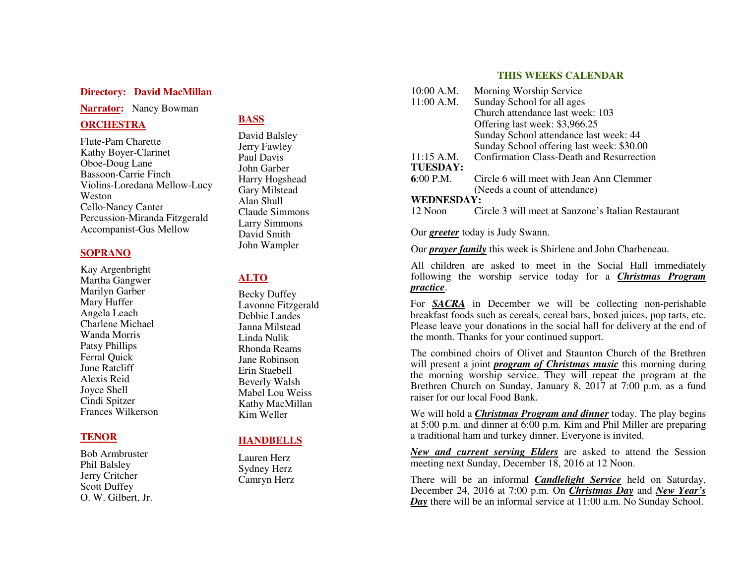**Directory: David MacMillan**

**Narrator:** Nancy Bowman

## ORCHESTRA

Flute-Pam Charette
Kathy Boyer-Clarinet
Oboe-Doug Lane
Bassoon-Carrie Finch
Violins-Loredana Mellow-Lucy Weston
Cello-Nancy Canter
Percussion-Miranda Fitzgerald
Accompanist-Gus Mellow

## SOPRANO

Kay Argenbright
Martha Gangwer
Marilyn Garber
Mary Huffer
Angela Leach
Charlene Michael
Wanda Morris
Patsy Phillips
Ferral Quick
June Ratcliff
Alexis Reid
Joyce Shell
Cindi Spitzer
Frances Wilkerson

## TENOR

Bob Armbruster
Phil Balsley
Jerry Critcher
Scott Duffey
O. W. Gilbert, Jr.

## BASS

David Balsley
Jerry Fawley
Paul Davis
John Garber
Harry Hogshead
Gary Milstead
Alan Shull
Claude Simmons
Larry Simmons
David Smith
John Wampler

## ALTO

Becky Duffey
Lavonne Fitzgerald
Debbie Landes
Janna Milstead
Linda Nulik
Rhonda Reams
Jane Robinson
Erin Staebell
Beverly Walsh
Mabel Lou Weiss
Kathy MacMillan
Kim Weller

## HANDBELLS

Lauren Herz
Sydney Herz
Camryn Herz

## THIS WEEKS CALENDAR

| | |
|---|---|
| 10:00 A.M. | Morning Worship Service |
| 11:00 A.M. | Sunday School for all ages |
| | Church attendance last week: 103 |
| | Offering last week: $3,966.25 |
| | Sunday School attendance last week: 44 |
| | Sunday School offering last week: $30.00 |
| 11:15 A.M. | Confirmation Class-Death and Resurrection |
| **TUESDAY:** | |
| **6**:00 P.M. | Circle 6 will meet with Jean Ann Clemmer (Needs a count of attendance) |
| **WEDNESDAY:** | |
| 12 Noon | Circle 3 will meet at Sanzone's Italian Restaurant |

Our ***greeter*** today is Judy Swann.

Our ***prayer family*** this week is Shirlene and John Charbeneau.

All children are asked to meet in the Social Hall immediately following the worship service today for a ***Christmas Program practice***.

For ***SACRA*** in December we will be collecting non-perishable breakfast foods such as cereals, cereal bars, boxed juices, pop tarts, etc. Please leave your donations in the social hall for delivery at the end of the month. Thanks for your continued support.

The combined choirs of Olivet and Staunton Church of the Brethren will present a joint ***program of Christmas music*** this morning during the morning worship service. They will repeat the program at the Brethren Church on Sunday, January 8, 2017 at 7:00 p.m. as a fund raiser for our local Food Bank.

We will hold a ***Christmas Program and dinner*** today. The play begins at 5:00 p.m. and dinner at 6:00 p.m. Kim and Phil Miller are preparing a traditional ham and turkey dinner. Everyone is invited.

***New and current serving Elders*** are asked to attend the Session meeting next Sunday, December 18, 2016 at 12 Noon.

There will be an informal ***Candlelight Service*** held on Saturday, December 24, 2016 at 7:00 p.m. On ***Christmas Day*** and ***New Year's Day*** there will be an informal service at 11:00 a.m. No Sunday School.